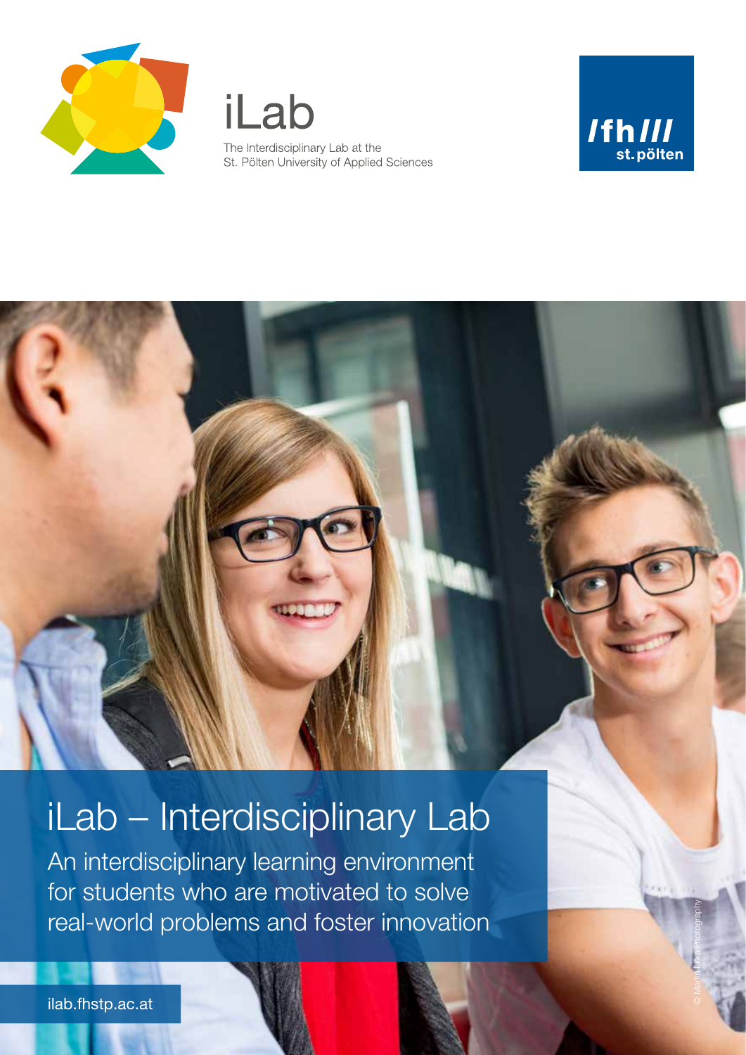iLab

The Interdisciplinary Lab at the
St. Pölten University of Applied Sciences

fh/// st.pölten

# iLab – Interdisciplinary Lab

An interdisciplinary learning environment for students who are motivated to solve real-world problems and foster innovation

ilab.fhstp.ac.at

© Martin Lifka Photography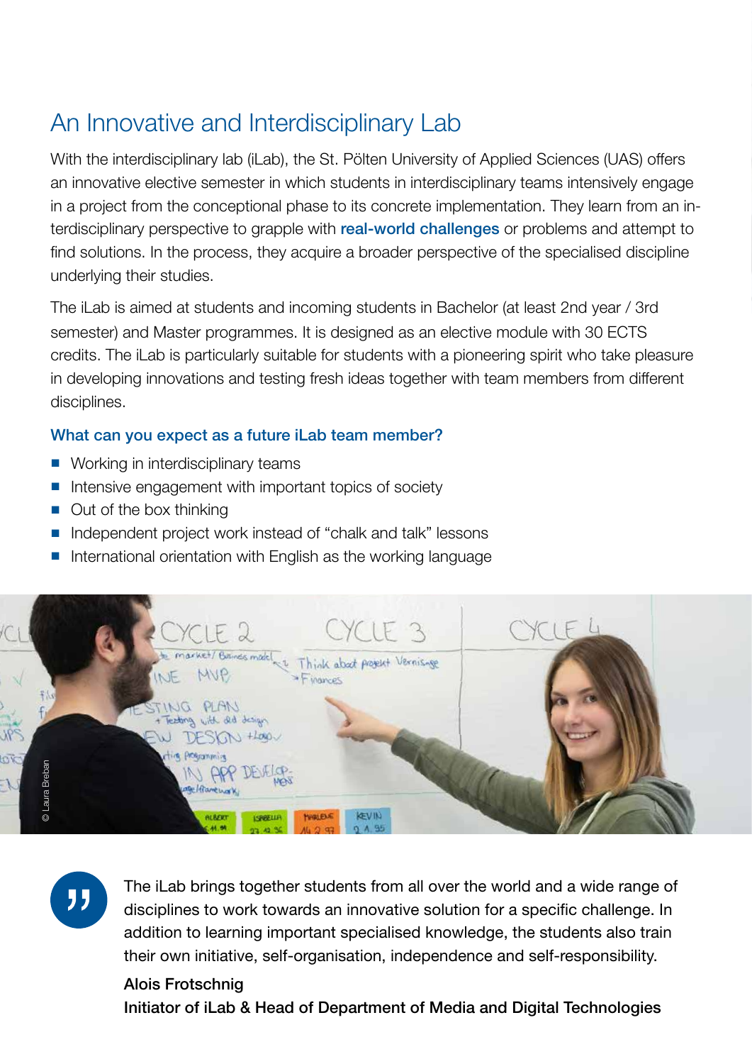## An Innovative and Interdisciplinary Lab

With the interdisciplinary lab (iLab), the St. Pölten University of Applied Sciences (UAS) offers an innovative elective semester in which students in interdisciplinary teams intensively engage in a project from the conceptional phase to its concrete implementation. They learn from an interdisciplinary perspective to grapple with **real-world challenges** or problems and attempt to find solutions. In the process, they acquire a broader perspective of the specialised discipline underlying their studies.

The iLab is aimed at students and incoming students in Bachelor (at least 2nd year / 3rd semester) and Master programmes. It is designed as an elective module with 30 ECTS credits. The iLab is particularly suitable for students with a pioneering spirit who take pleasure in developing innovations and testing fresh ideas together with team members from different disciplines.

### What can you expect as a future iLab team member?

- Working in interdisciplinary teams
- Intensive engagement with important topics of society
- Out of the box thinking
- Independent project work instead of "chalk and talk" lessons
- International orientation with English as the working language

© Laura Breban

> The iLab brings together students from all over the world and a wide range of disciplines to work towards an innovative solution for a specific challenge. In addition to learning important specialised knowledge, the students also train their own initiative, self-organisation, independence and self-responsibility.
>
> **Alois Frotschnig**
> **Initiator of iLab & Head of Department of Media and Digital Technologies**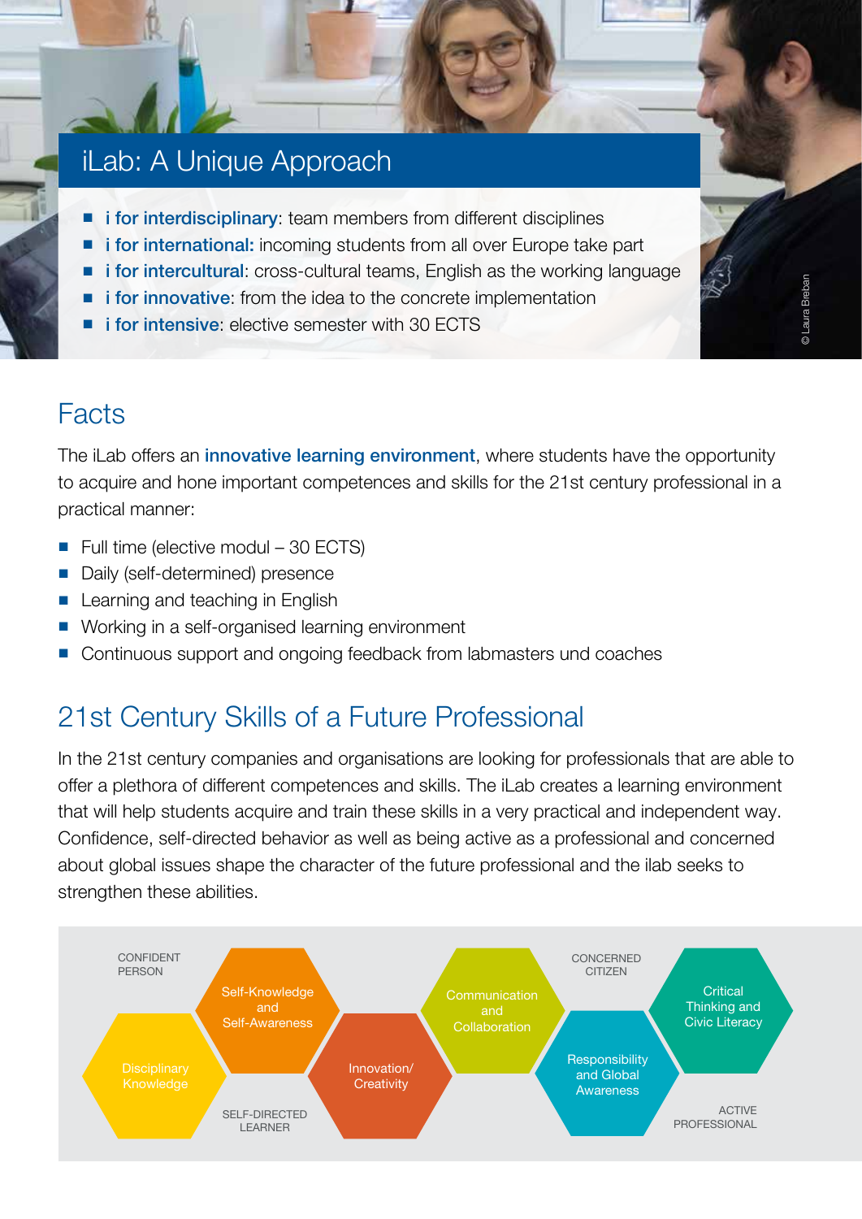## iLab: A Unique Approach

- **i for interdisciplinary**: team members from different disciplines
- **i for international:** incoming students from all over Europe take part
- **i for intercultural**: cross-cultural teams, English as the working language
- **i for innovative**: from the idea to the concrete implementation
- **i for intensive**: elective semester with 30 ECTS

© Laura Breban

## Facts

The iLab offers an **innovative learning environment**, where students have the opportunity to acquire and hone important competences and skills for the 21st century professional in a practical manner:

- Full time (elective modul – 30 ECTS)
- Daily (self-determined) presence
- Learning and teaching in English
- Working in a self-organised learning environment
- Continuous support and ongoing feedback from labmasters und coaches

## 21st Century Skills of a Future Professional

In the 21st century companies and organisations are looking for professionals that are able to offer a plethora of different competences and skills. The iLab creates a learning environment that will help students acquire and train these skills in a very practical and independent way. Confidence, self-directed behavior as well as being active as a professional and concerned about global issues shape the character of the future professional and the ilab seeks to strengthen these abilities.

CONFIDENT PERSON

Self-Knowledge and Self-Awareness

Disciplinary Knowledge

SELF-DIRECTED LEARNER

Innovation/ Creativity

Communication and Collaboration

CONCERNED CITIZEN

Responsibility and Global Awareness

Critical Thinking and Civic Literacy

ACTIVE PROFESSIONAL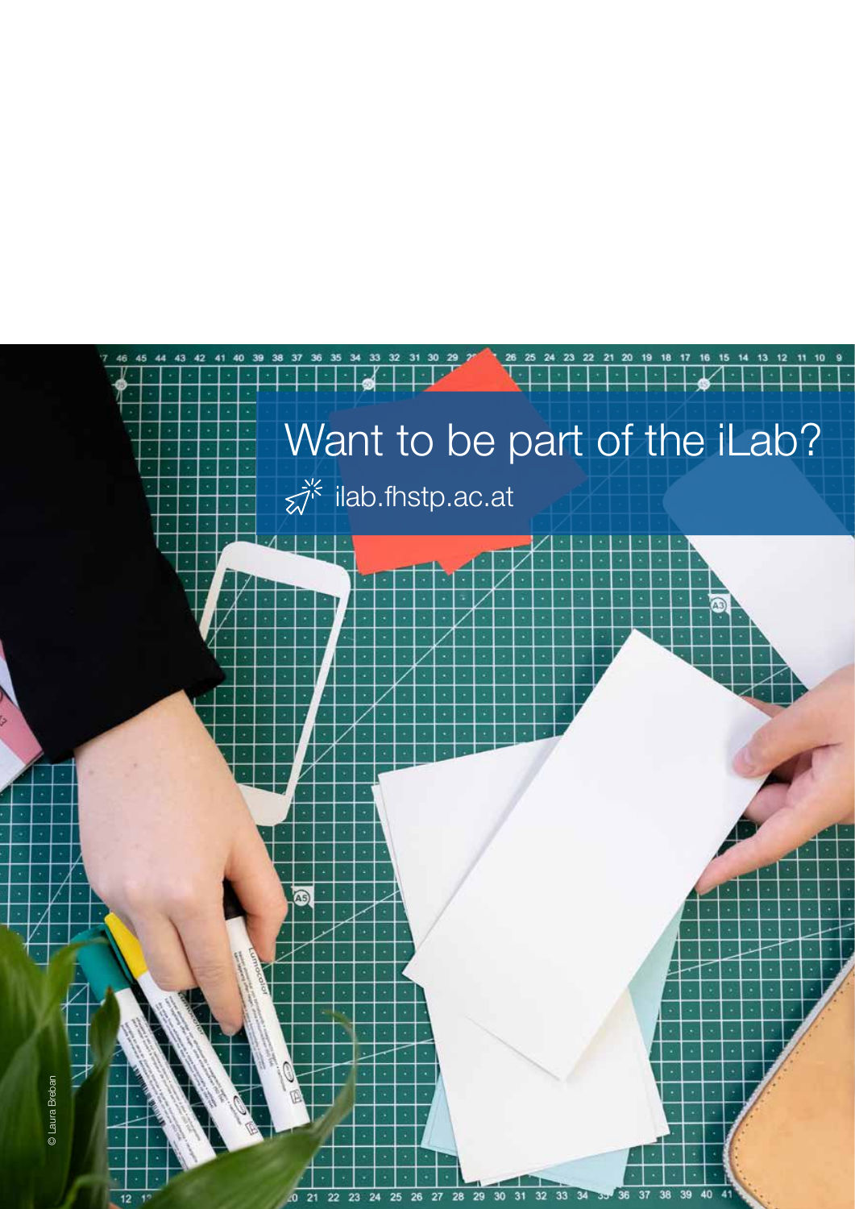## Want to be part of the iLab?

ilab.fhstp.ac.at

© Laura Breban